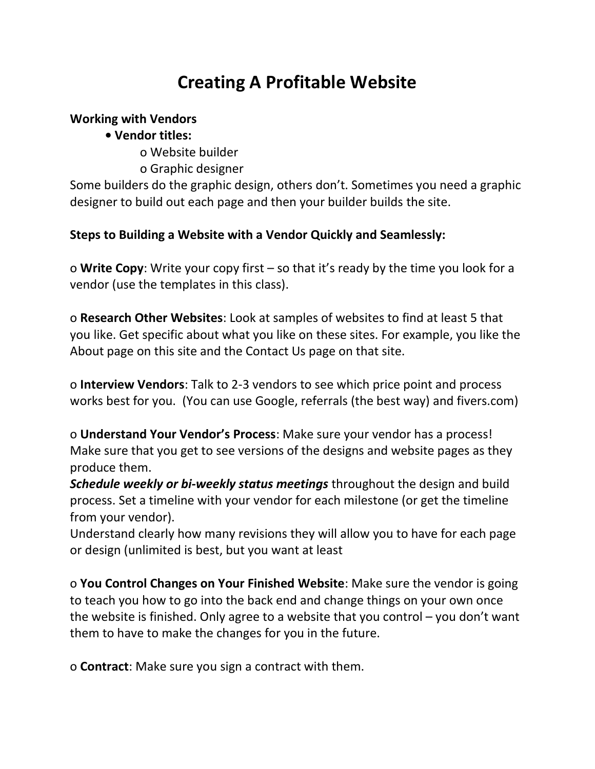# Creating A Profitable Website

**Working with Vendors**

- **Vendor titles:**
  - o Website builder
  - o Graphic designer

Some builders do the graphic design, others don't. Sometimes you need a graphic designer to build out each page and then your builder builds the site.

**Steps to Building a Website with a Vendor Quickly and Seamlessly:**

o **Write Copy**: Write your copy first – so that it's ready by the time you look for a vendor (use the templates in this class).

o **Research Other Websites**: Look at samples of websites to find at least 5 that you like. Get specific about what you like on these sites. For example, you like the About page on this site and the Contact Us page on that site.

o **Interview Vendors**: Talk to 2-3 vendors to see which price point and process works best for you. (You can use Google, referrals (the best way) and fivers.com)

o **Understand Your Vendor's Process**: Make sure your vendor has a process! Make sure that you get to see versions of the designs and website pages as they produce them.
***Schedule weekly or bi-weekly status meetings*** throughout the design and build process. Set a timeline with your vendor for each milestone (or get the timeline from your vendor).
Understand clearly how many revisions they will allow you to have for each page or design (unlimited is best, but you want at least

o **You Control Changes on Your Finished Website**: Make sure the vendor is going to teach you how to go into the back end and change things on your own once the website is finished. Only agree to a website that you control – you don't want them to have to make the changes for you in the future.

o **Contract**: Make sure you sign a contract with them.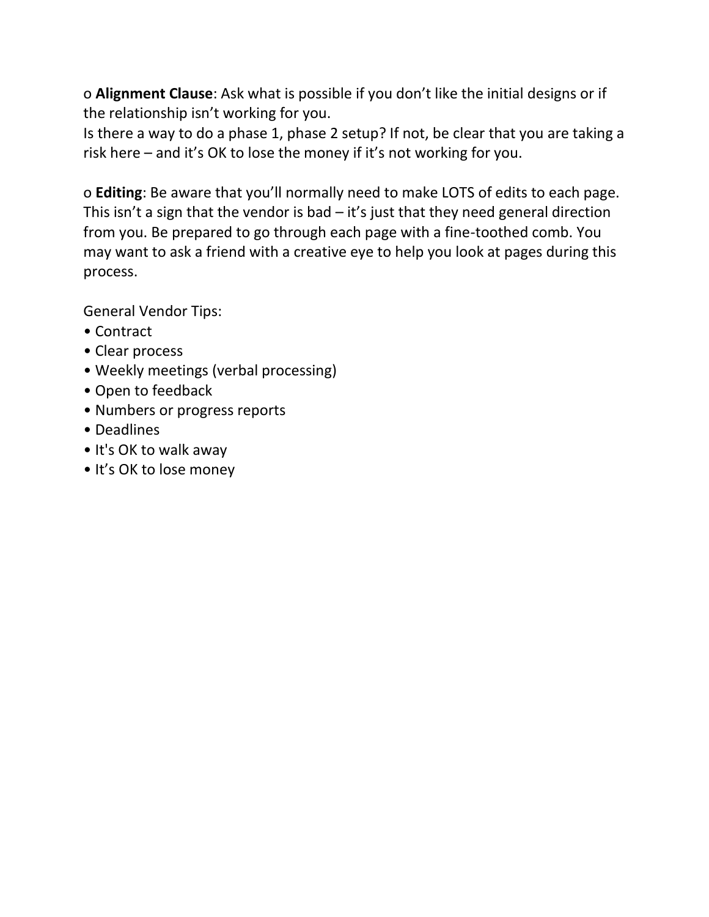o **Alignment Clause**: Ask what is possible if you don't like the initial designs or if the relationship isn't working for you.
Is there a way to do a phase 1, phase 2 setup? If not, be clear that you are taking a risk here – and it's OK to lose the money if it's not working for you.

o **Editing**: Be aware that you'll normally need to make LOTS of edits to each page. This isn't a sign that the vendor is bad – it's just that they need general direction from you. Be prepared to go through each page with a fine-toothed comb. You may want to ask a friend with a creative eye to help you look at pages during this process.

General Vendor Tips:

- Contract
- Clear process
- Weekly meetings (verbal processing)
- Open to feedback
- Numbers or progress reports
- Deadlines
- It's OK to walk away
- It's OK to lose money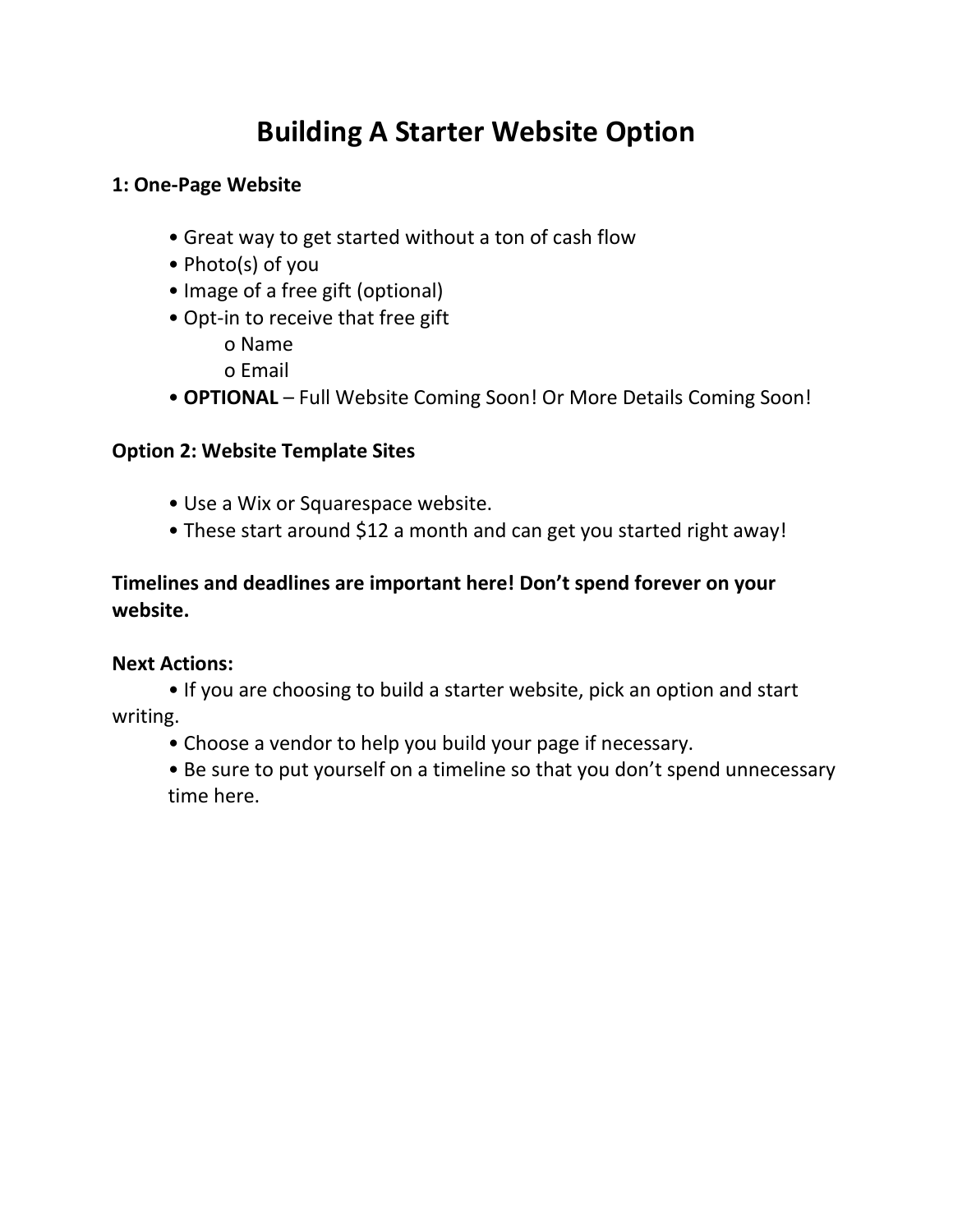# Building A Starter Website Option

**1: One-Page Website**

- Great way to get started without a ton of cash flow
- Photo(s) of you
- Image of a free gift (optional)
- Opt-in to receive that free gift
    - Name
    - Email
- **OPTIONAL** – Full Website Coming Soon! Or More Details Coming Soon!

**Option 2: Website Template Sites**

- Use a Wix or Squarespace website.
- These start around $12 a month and can get you started right away!

**Timelines and deadlines are important here! Don't spend forever on your website.**

**Next Actions:**

- If you are choosing to build a starter website, pick an option and start writing.
- Choose a vendor to help you build your page if necessary.
- Be sure to put yourself on a timeline so that you don't spend unnecessary time here.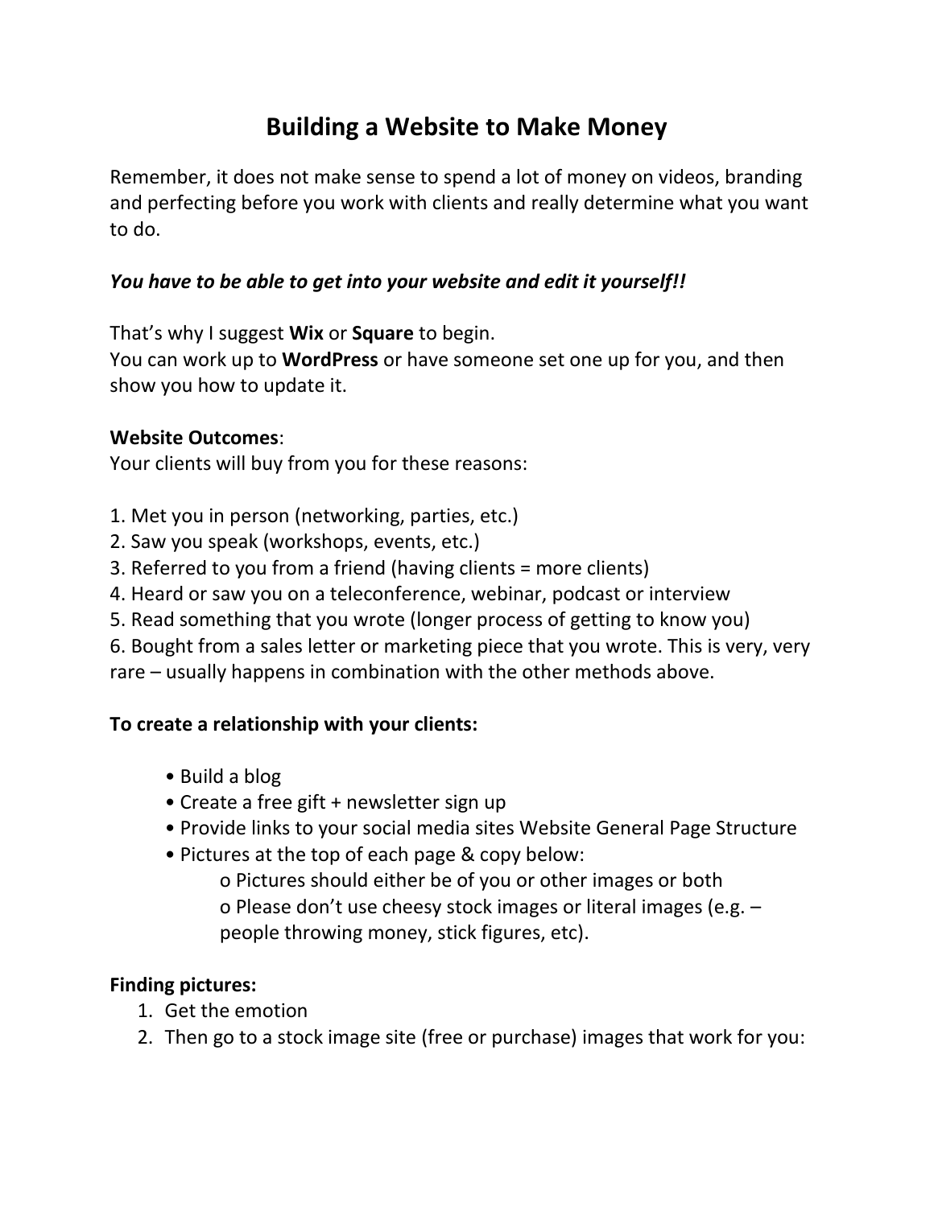# Building a Website to Make Money

Remember, it does not make sense to spend a lot of money on videos, branding and perfecting before you work with clients and really determine what you want to do.

***You have to be able to get into your website and edit it yourself!!***

That's why I suggest **Wix** or **Square** to begin.
You can work up to **WordPress** or have someone set one up for you, and then show you how to update it.

**Website Outcomes**:
Your clients will buy from you for these reasons:

1. Met you in person (networking, parties, etc.)
2. Saw you speak (workshops, events, etc.)
3. Referred to you from a friend (having clients = more clients)
4. Heard or saw you on a teleconference, webinar, podcast or interview
5. Read something that you wrote (longer process of getting to know you)
6. Bought from a sales letter or marketing piece that you wrote. This is very, very rare – usually happens in combination with the other methods above.

**To create a relationship with your clients:**

- Build a blog
- Create a free gift + newsletter sign up
- Provide links to your social media sites Website General Page Structure
- Pictures at the top of each page & copy below:
    - Pictures should either be of you or other images or both
    - Please don't use cheesy stock images or literal images (e.g. – people throwing money, stick figures, etc).

**Finding pictures:**

1. Get the emotion
2. Then go to a stock image site (free or purchase) images that work for you: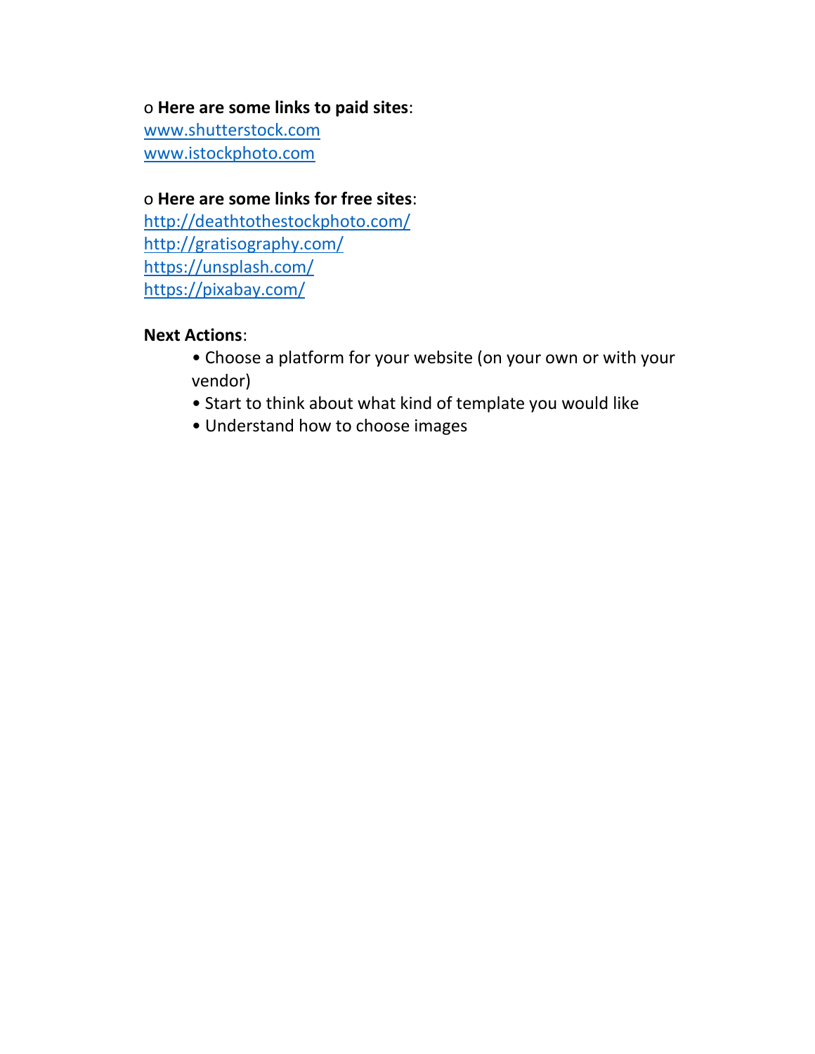o **Here are some links to paid sites**:
www.shutterstock.com
www.istockphoto.com

o **Here are some links for free sites**:
http://deathtothestockphoto.com/
http://gratisography.com/
https://unsplash.com/
https://pixabay.com/

**Next Actions**:

- Choose a platform for your website (on your own or with your vendor)
- Start to think about what kind of template you would like
- Understand how to choose images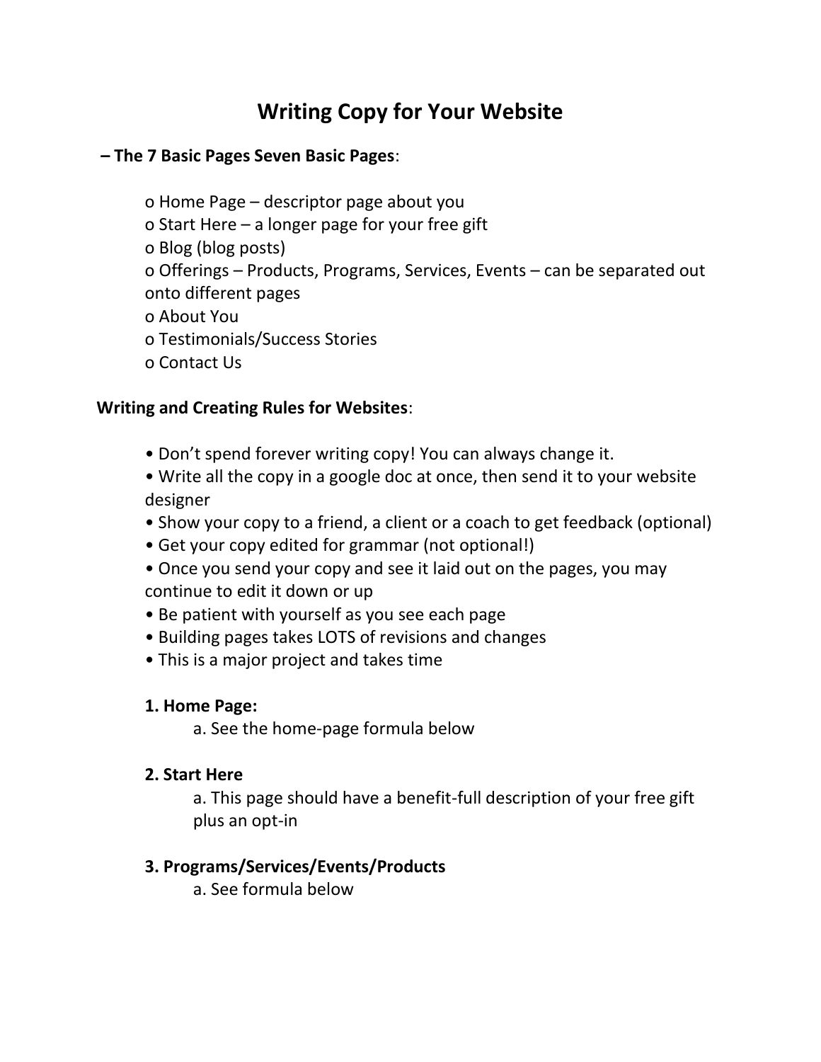# Writing Copy for Your Website

**– The 7 Basic Pages Seven Basic Pages**:

- o Home Page – descriptor page about you
- o Start Here – a longer page for your free gift
- o Blog (blog posts)
- o Offerings – Products, Programs, Services, Events – can be separated out onto different pages
- o About You
- o Testimonials/Success Stories
- o Contact Us

**Writing and Creating Rules for Websites**:

- Don't spend forever writing copy! You can always change it.
- Write all the copy in a google doc at once, then send it to your website designer
- Show your copy to a friend, a client or a coach to get feedback (optional)
- Get your copy edited for grammar (not optional!)
- Once you send your copy and see it laid out on the pages, you may continue to edit it down or up
- Be patient with yourself as you see each page
- Building pages takes LOTS of revisions and changes
- This is a major project and takes time

**1. Home Page:**

a. See the home-page formula below

**2. Start Here**

a. This page should have a benefit-full description of your free gift plus an opt-in

**3. Programs/Services/Events/Products**

a. See formula below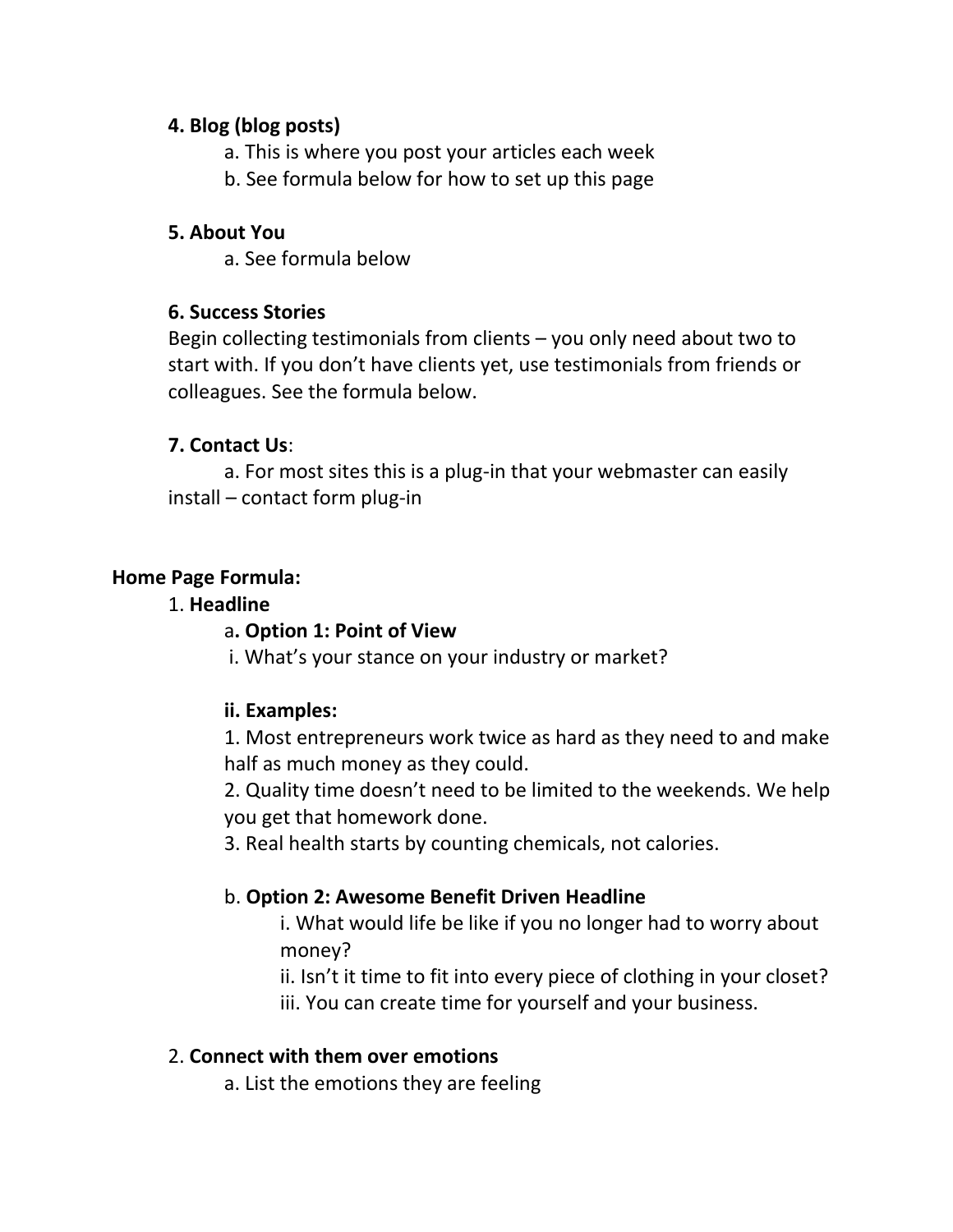**4. Blog (blog posts)**

a. This is where you post your articles each week

b. See formula below for how to set up this page

**5. About You**

a. See formula below

**6. Success Stories**

Begin collecting testimonials from clients – you only need about two to start with. If you don't have clients yet, use testimonials from friends or colleagues. See the formula below.

**7. Contact Us**:

a. For most sites this is a plug-in that your webmaster can easily install – contact form plug-in

**Home Page Formula:**

1. **Headline**

a**. Option 1: Point of View**

i. What's your stance on your industry or market?

**ii. Examples:**

1. Most entrepreneurs work twice as hard as they need to and make half as much money as they could.
2. Quality time doesn't need to be limited to the weekends. We help you get that homework done.
3. Real health starts by counting chemicals, not calories.

b. **Option 2: Awesome Benefit Driven Headline**

i. What would life be like if you no longer had to worry about money?

ii. Isn't it time to fit into every piece of clothing in your closet?

iii. You can create time for yourself and your business.

2. **Connect with them over emotions**

a. List the emotions they are feeling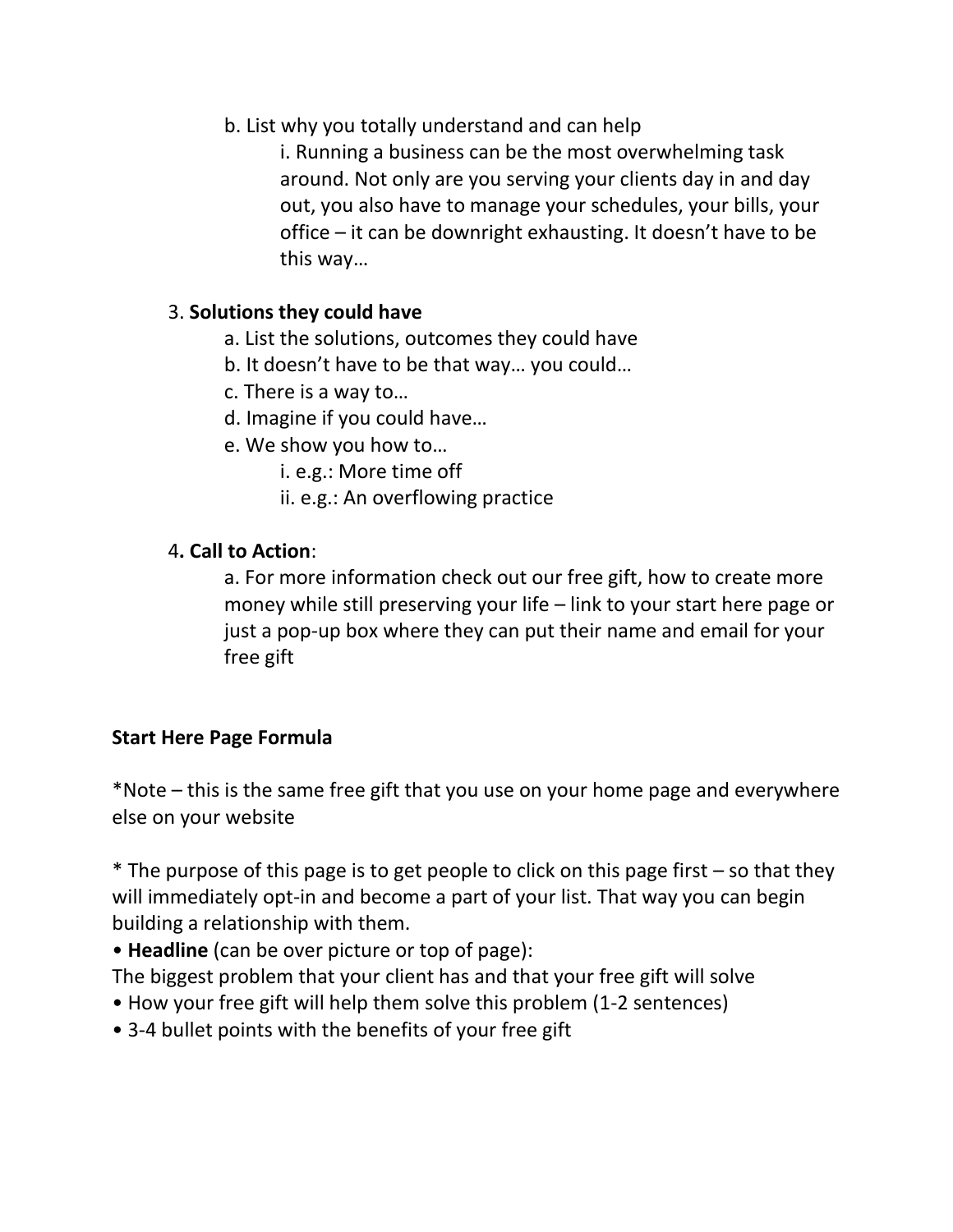b. List why you totally understand and can help

i. Running a business can be the most overwhelming task around. Not only are you serving your clients day in and day out, you also have to manage your schedules, your bills, your office – it can be downright exhausting. It doesn't have to be this way…

3. **Solutions they could have**
   a. List the solutions, outcomes they could have
   b. It doesn't have to be that way… you could…
   c. There is a way to…
   d. Imagine if you could have…
   e. We show you how to…
      i. e.g.: More time off
      ii. e.g.: An overflowing practice

4. **Call to Action**:
   a. For more information check out our free gift, how to create more money while still preserving your life – link to your start here page or just a pop-up box where they can put their name and email for your free gift

**Start Here Page Formula**

*Note – this is the same free gift that you use on your home page and everywhere else on your website

* The purpose of this page is to get people to click on this page first – so that they will immediately opt-in and become a part of your list. That way you can begin building a relationship with them.

- **Headline** (can be over picture or top of page):
  The biggest problem that your client has and that your free gift will solve
- How your free gift will help them solve this problem (1-2 sentences)
- 3-4 bullet points with the benefits of your free gift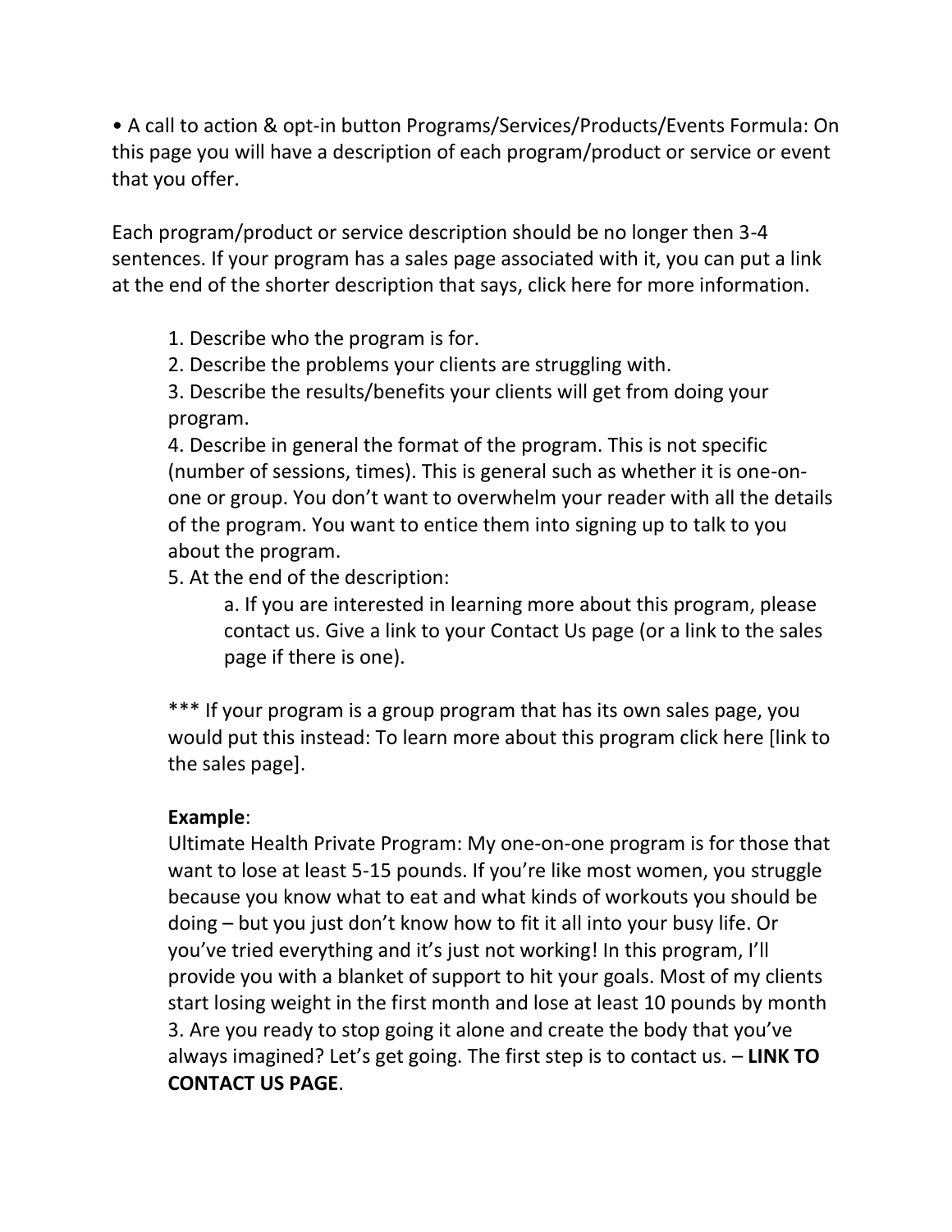• A call to action & opt-in button Programs/Services/Products/Events Formula: On this page you will have a description of each program/product or service or event that you offer.

Each program/product or service description should be no longer then 3-4 sentences. If your program has a sales page associated with it, you can put a link at the end of the shorter description that says, click here for more information.

1. Describe who the program is for.
2. Describe the problems your clients are struggling with.
3. Describe the results/benefits your clients will get from doing your program.
4. Describe in general the format of the program. This is not specific (number of sessions, times). This is general such as whether it is one-on-one or group. You don't want to overwhelm your reader with all the details of the program. You want to entice them into signing up to talk to you about the program.
5. At the end of the description:
    a. If you are interested in learning more about this program, please contact us. Give a link to your Contact Us page (or a link to the sales page if there is one).

*** If your program is a group program that has its own sales page, you would put this instead: To learn more about this program click here [link to the sales page].

**Example**:
Ultimate Health Private Program: My one-on-one program is for those that want to lose at least 5-15 pounds. If you're like most women, you struggle because you know what to eat and what kinds of workouts you should be doing – but you just don't know how to fit it all into your busy life. Or you've tried everything and it's just not working! In this program, I'll provide you with a blanket of support to hit your goals. Most of my clients start losing weight in the first month and lose at least 10 pounds by month 3. Are you ready to stop going it alone and create the body that you've always imagined? Let's get going. The first step is to contact us. – **LINK TO CONTACT US PAGE**.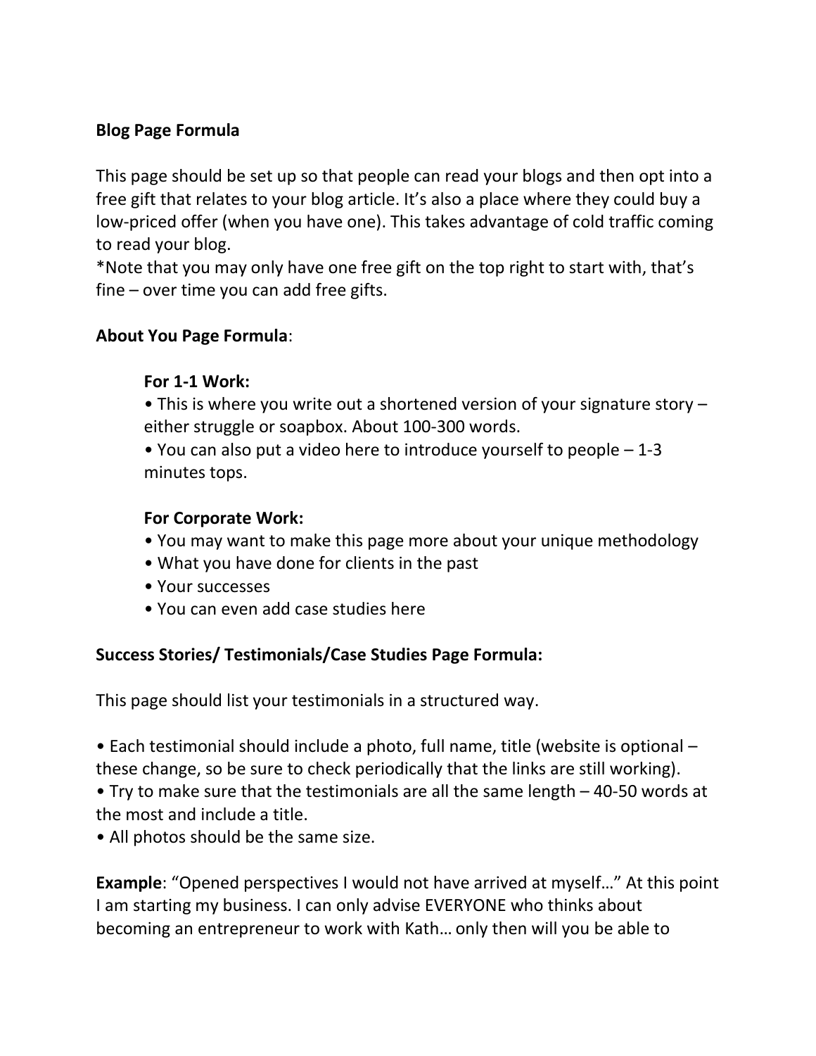**Blog Page Formula**

This page should be set up so that people can read your blogs and then opt into a free gift that relates to your blog article. It's also a place where they could buy a low-priced offer (when you have one). This takes advantage of cold traffic coming to read your blog.
*Note that you may only have one free gift on the top right to start with, that's fine – over time you can add free gifts.

**About You Page Formula**:

**For 1-1 Work:**

- This is where you write out a shortened version of your signature story – either struggle or soapbox. About 100-300 words.
- You can also put a video here to introduce yourself to people – 1-3 minutes tops.

**For Corporate Work:**

- You may want to make this page more about your unique methodology
- What you have done for clients in the past
- Your successes
- You can even add case studies here

**Success Stories/ Testimonials/Case Studies Page Formula:**

This page should list your testimonials in a structured way.

- Each testimonial should include a photo, full name, title (website is optional – these change, so be sure to check periodically that the links are still working).
- Try to make sure that the testimonials are all the same length – 40-50 words at the most and include a title.
- All photos should be the same size.

**Example**: "Opened perspectives I would not have arrived at myself…" At this point I am starting my business. I can only advise EVERYONE who thinks about becoming an entrepreneur to work with Kath… only then will you be able to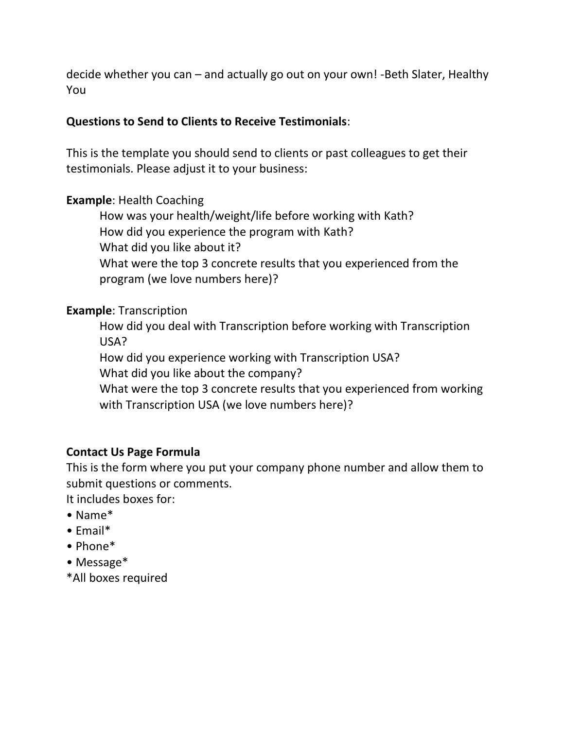decide whether you can – and actually go out on your own! -Beth Slater, Healthy You

**Questions to Send to Clients to Receive Testimonials**:

This is the template you should send to clients or past colleagues to get their testimonials. Please adjust it to your business:

**Example**: Health Coaching

> How was your health/weight/life before working with Kath?
> How did you experience the program with Kath?
> What did you like about it?
> What were the top 3 concrete results that you experienced from the program (we love numbers here)?

**Example**: Transcription

> How did you deal with Transcription before working with Transcription USA?
> How did you experience working with Transcription USA?
> What did you like about the company?
> What were the top 3 concrete results that you experienced from working with Transcription USA (we love numbers here)?

**Contact Us Page Formula**

This is the form where you put your company phone number and allow them to submit questions or comments.

It includes boxes for:

- Name*
- Email*
- Phone*
- Message*

*All boxes required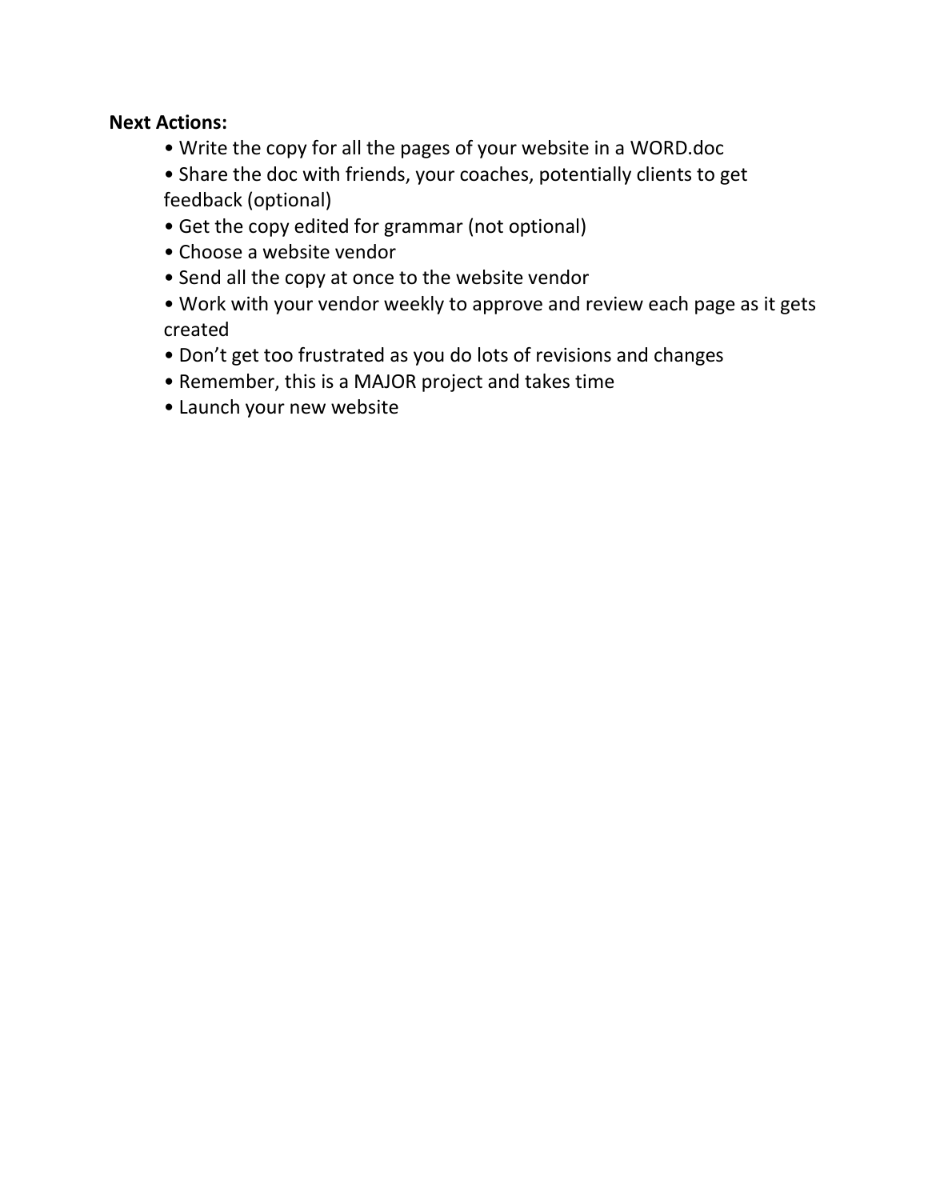**Next Actions:**

- Write the copy for all the pages of your website in a WORD.doc
- Share the doc with friends, your coaches, potentially clients to get feedback (optional)
- Get the copy edited for grammar (not optional)
- Choose a website vendor
- Send all the copy at once to the website vendor
- Work with your vendor weekly to approve and review each page as it gets created
- Don't get too frustrated as you do lots of revisions and changes
- Remember, this is a MAJOR project and takes time
- Launch your new website